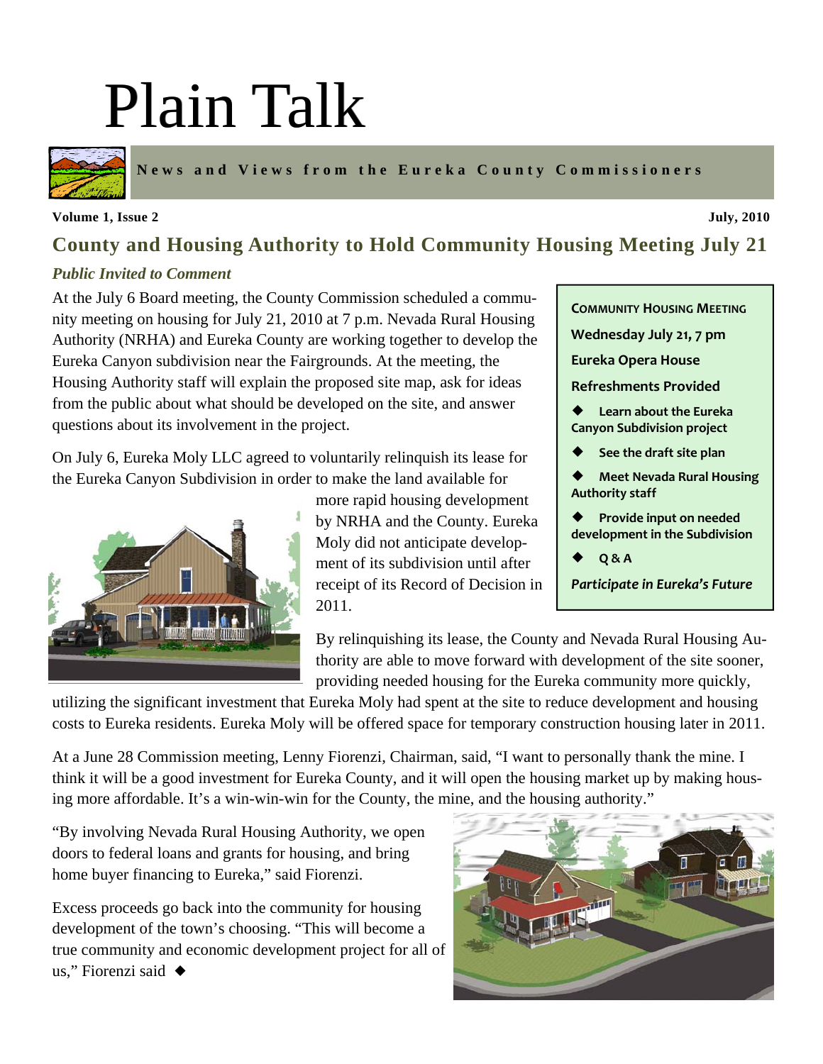# Plain Talk

**News and Views from the Eureka County Commissioners**

**Volume 1, Issue 2** **July, 2010**

## County and Housing Authority to Hold Community Housing Meeting July 21

### *Public Invited to Comment*

At the July 6 Board meeting, the County Commission scheduled a community meeting on housing for July 21, 2010 at 7 p.m. Nevada Rural Housing Authority (NRHA) and Eureka County are working together to develop the Eureka Canyon subdivision near the Fairgrounds. At the meeting, the Housing Authority staff will explain the proposed site map, ask for ideas from the public about what should be developed on the site, and answer questions about its involvement in the project.

On July 6, Eureka Moly LLC agreed to voluntarily relinquish its lease for the Eureka Canyon Subdivision in order to make the land available for more rapid housing development by NRHA and the County. Eureka Moly did not anticipate development of its subdivision until after receipt of its Record of Decision in 2011.

By relinquishing its lease, the County and Nevada Rural Housing Authority are able to move forward with development of the site sooner, providing needed housing for the Eureka community more quickly, utilizing the significant investment that Eureka Moly had spent at the site to reduce development and housing costs to Eureka residents. Eureka Moly will be offered space for temporary construction housing later in 2011.

At a June 28 Commission meeting, Lenny Fiorenzi, Chairman, said, "I want to personally thank the mine. I think it will be a good investment for Eureka County, and it will open the housing market up by making housing more affordable. It's a win-win-win for the County, the mine, and the housing authority."

"By involving Nevada Rural Housing Authority, we open doors to federal loans and grants for housing, and bring home buyer financing to Eureka," said Fiorenzi.

Excess proceeds go back into the community for housing development of the town's choosing. "This will become a true community and economic development project for all of us," Fiorenzi said ◆

---

**COMMUNITY HOUSING MEETING**

**Wednesday July 21, 7 pm**

**Eureka Opera House**

**Refreshments Provided**

- **Learn about the Eureka Canyon Subdivision project**
- **See the draft site plan**
- **Meet Nevada Rural Housing Authority staff**
- **Provide input on needed development in the Subdivision**
- **Q & A**

***Participate in Eureka's Future***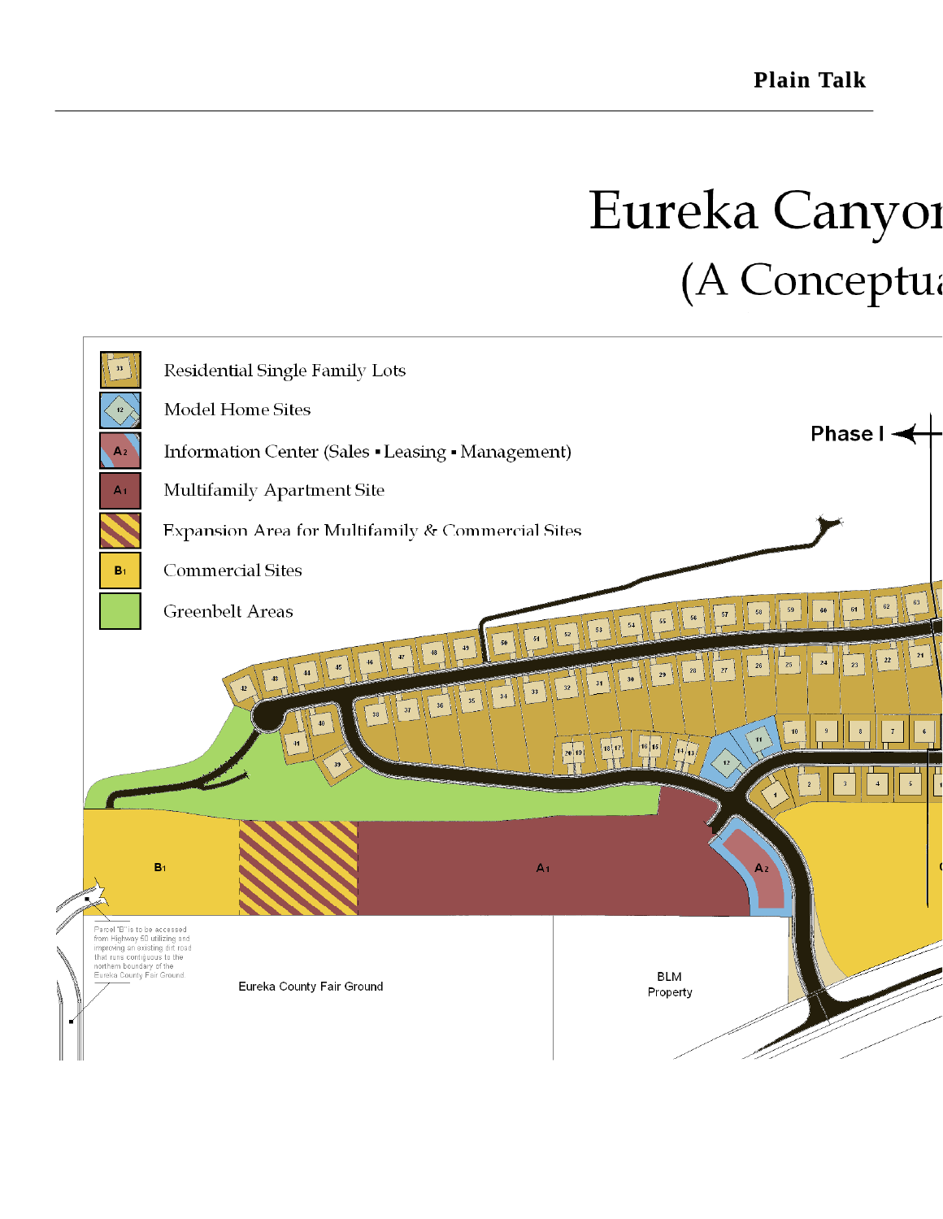# Eureka Canyon

## (A Conceptua

- Residential Single Family Lots
- Model Home Sites
- Information Center (Sales ▪ Leasing ▪ Management)
- Multifamily Apartment Site
- Expansion Area for Multifamily & Commercial Sites
- Commercial Sites
- Greenbelt Areas

Phase I

B1

A1

A2

Parcel "B" is to be accessed from Highway 50 utilizing and improving an existing dirt road that runs contiguous to the northern boundary of the Eureka County Fair Ground.

Eureka County Fair Ground

BLM Property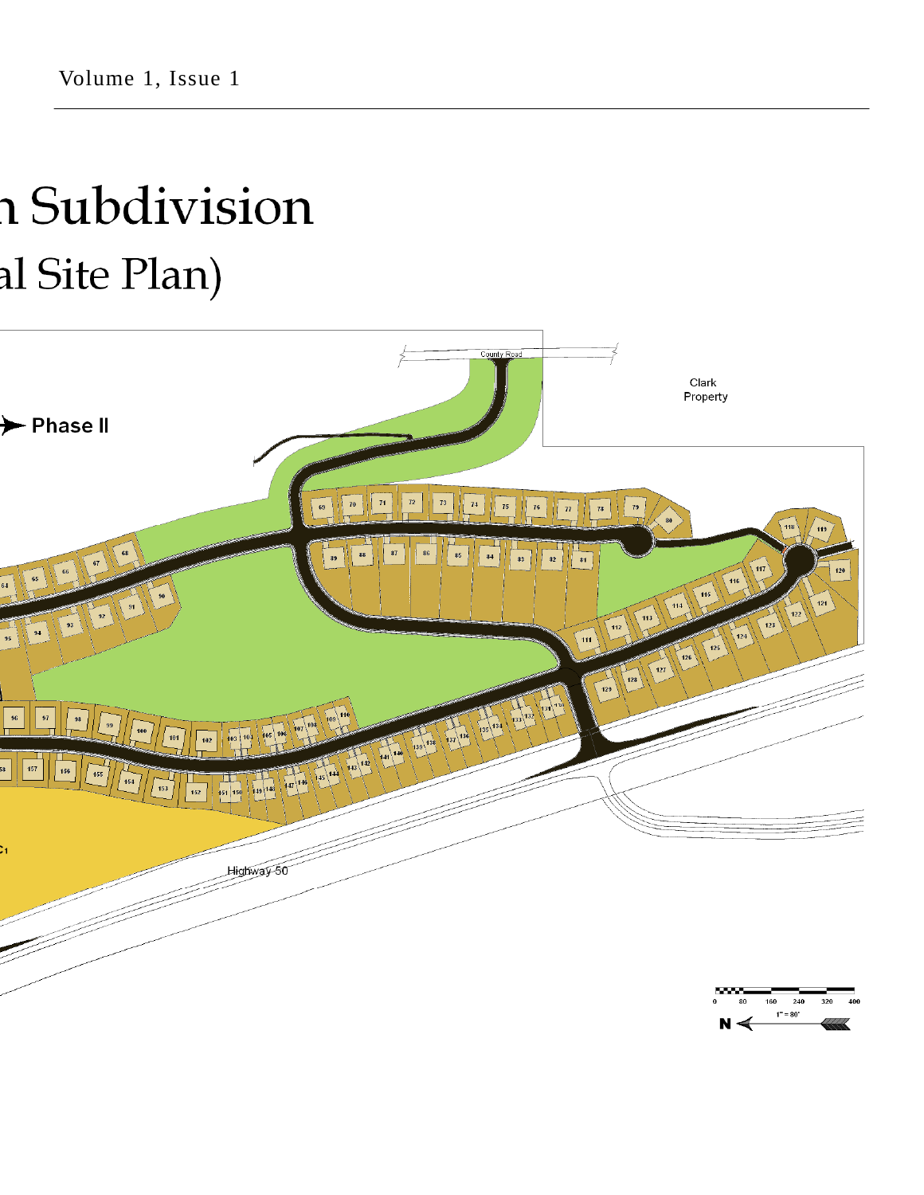# n Subdivision

## al Site Plan)

County Road

Clark Property

Phase II

Highway 50

0 80 160 240 320 400

1" = 80'

N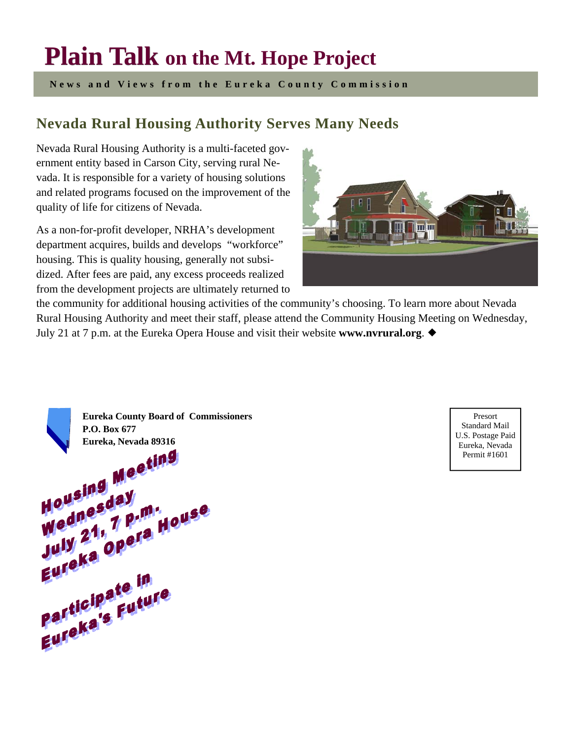# Plain Talk on the Mt. Hope Project

**News and Views from the Eureka County Commission**

## Nevada Rural Housing Authority Serves Many Needs

Nevada Rural Housing Authority is a multi-faceted government entity based in Carson City, serving rural Nevada. It is responsible for a variety of housing solutions and related programs focused on the improvement of the quality of life for citizens of Nevada.

As a non-for-profit developer, NRHA's development department acquires, builds and develops "workforce" housing. This is quality housing, generally not subsidized. After fees are paid, any excess proceeds realized from the development projects are ultimately returned to the community for additional housing activities of the community's choosing. To learn more about Nevada Rural Housing Authority and meet their staff, please attend the Community Housing Meeting on Wednesday, July 21 at 7 p.m. at the Eureka Opera House and visit their website **www.nvrural.org**. ◆

**Eureka County Board of Commissioners**
**P.O. Box 677**
**Eureka, Nevada 89316**

Presort
Standard Mail
U.S. Postage Paid
Eureka, Nevada
Permit #1601

**Housing Meeting**
**Wednesday**
**July 21, 7 p.m.**
**Eureka Opera House**

**Participate in**
**Eureka's Future**